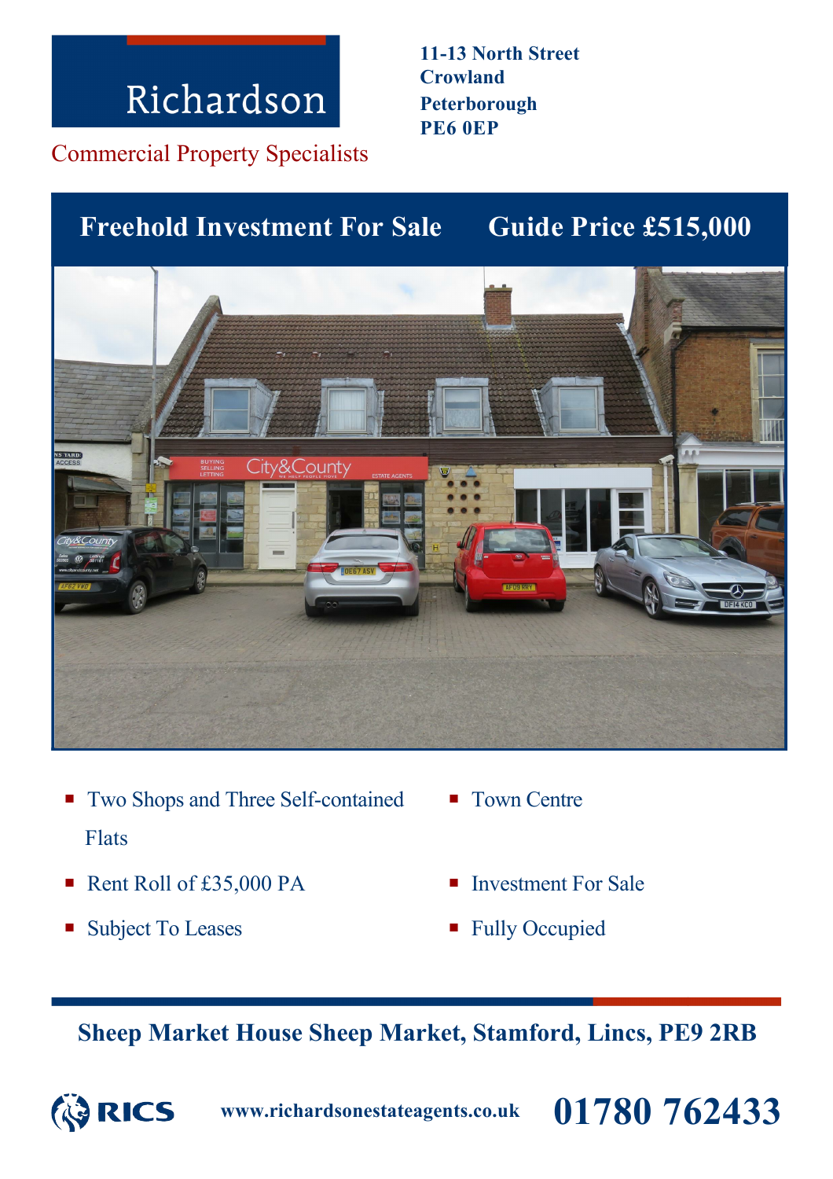Richardson

Commercial Property Specialists

**11-13 North Street**
**Crowland**
**Peterborough**
**PE6 0EP**

## Freehold Investment For Sale — Guide Price £515,000

- Two Shops and Three Self-contained Flats
- Rent Roll of £35,000 PA
- Subject To Leases
- Town Centre
- Investment For Sale
- Fully Occupied

**Sheep Market House Sheep Market, Stamford, Lincs, PE9 2RB**

RICS

www.richardsonestateagents.co.uk

**01780 762433**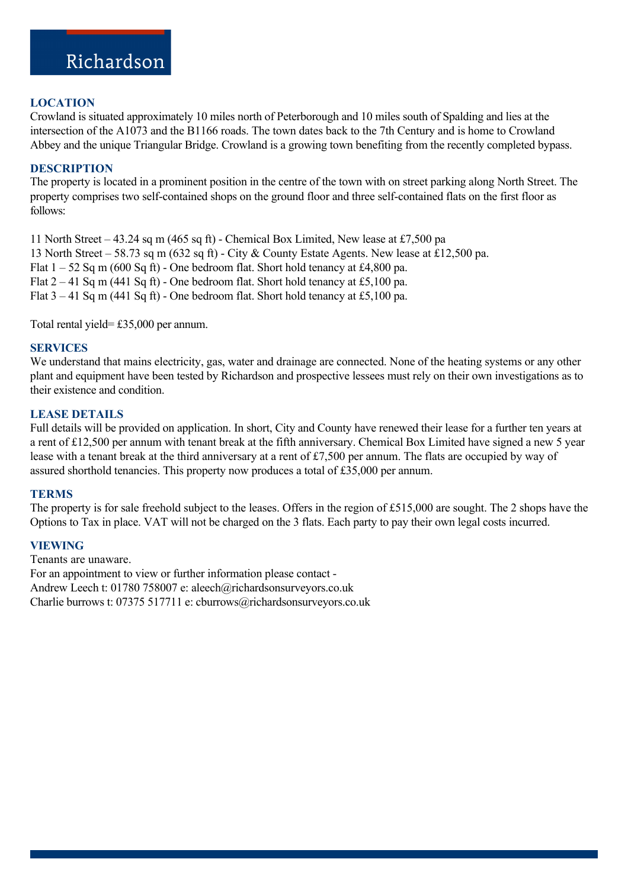Richardson

## LOCATION

Crowland is situated approximately 10 miles north of Peterborough and 10 miles south of Spalding and lies at the intersection of the A1073 and the B1166 roads. The town dates back to the 7th Century and is home to Crowland Abbey and the unique Triangular Bridge. Crowland is a growing town benefiting from the recently completed bypass.

## DESCRIPTION

The property is located in a prominent position in the centre of the town with on street parking along North Street. The property comprises two self-contained shops on the ground floor and three self-contained flats on the first floor as follows:

11 North Street – 43.24 sq m (465 sq ft) - Chemical Box Limited, New lease at £7,500 pa
13 North Street – 58.73 sq m (632 sq ft) - City & County Estate Agents. New lease at £12,500 pa.
Flat 1 – 52 Sq m (600 Sq ft) - One bedroom flat. Short hold tenancy at £4,800 pa.
Flat 2 – 41 Sq m (441 Sq ft) - One bedroom flat. Short hold tenancy at £5,100 pa.
Flat 3 – 41 Sq m (441 Sq ft) - One bedroom flat. Short hold tenancy at £5,100 pa.

Total rental yield= £35,000 per annum.

## SERVICES

We understand that mains electricity, gas, water and drainage are connected. None of the heating systems or any other plant and equipment have been tested by Richardson and prospective lessees must rely on their own investigations as to their existence and condition.

## LEASE DETAILS

Full details will be provided on application. In short, City and County have renewed their lease for a further ten years at a rent of £12,500 per annum with tenant break at the fifth anniversary. Chemical Box Limited have signed a new 5 year lease with a tenant break at the third anniversary at a rent of £7,500 per annum. The flats are occupied by way of assured shorthold tenancies. This property now produces a total of £35,000 per annum.

## TERMS

The property is for sale freehold subject to the leases. Offers in the region of £515,000 are sought. The 2 shops have the Options to Tax in place. VAT will not be charged on the 3 flats. Each party to pay their own legal costs incurred.

## VIEWING

Tenants are unaware.
For an appointment to view or further information please contact -
Andrew Leech t: 01780 758007 e: aleech@richardsonsurveyors.co.uk
Charlie burrows t: 07375 517711 e: cburrows@richardsonsurveyors.co.uk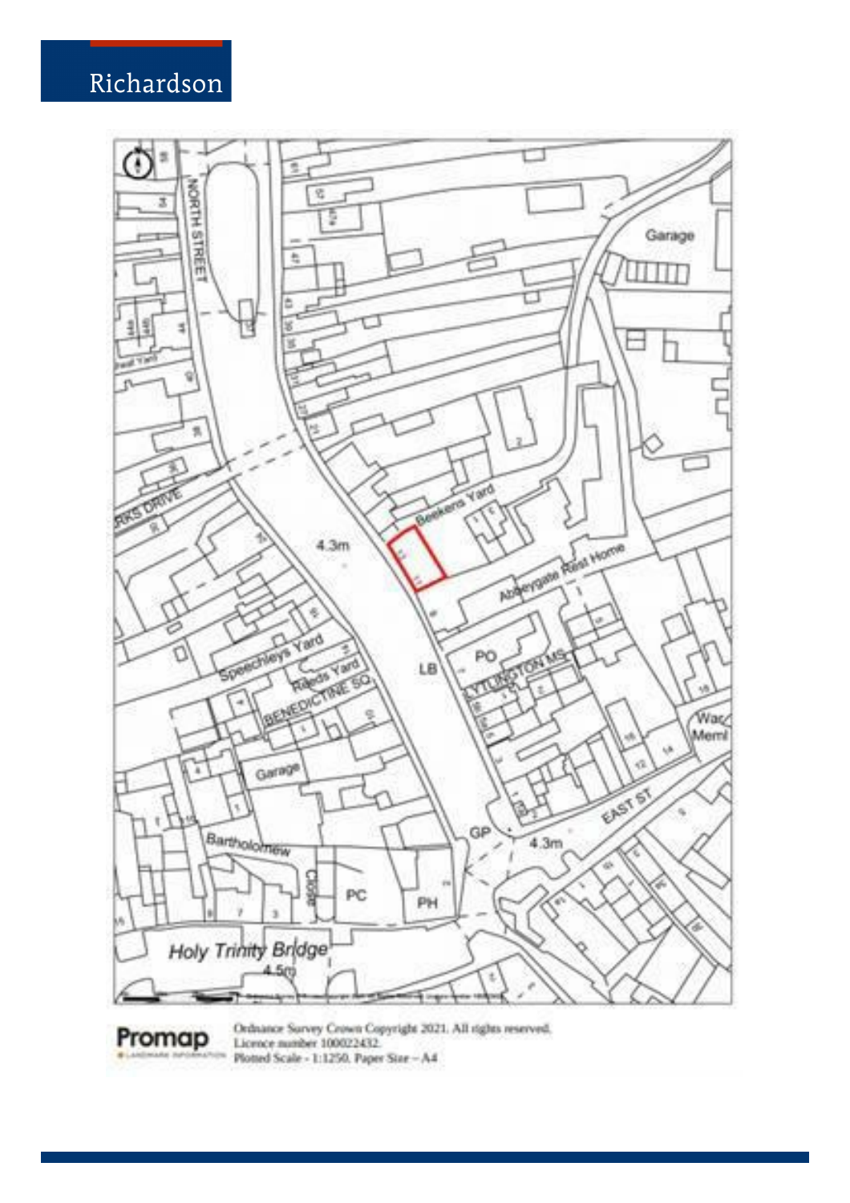Richardson

Ordnance Survey Crown Copyright 2021. All rights reserved.
Licence number 100022432.
Plotted Scale - 1:1250. Paper Size – A4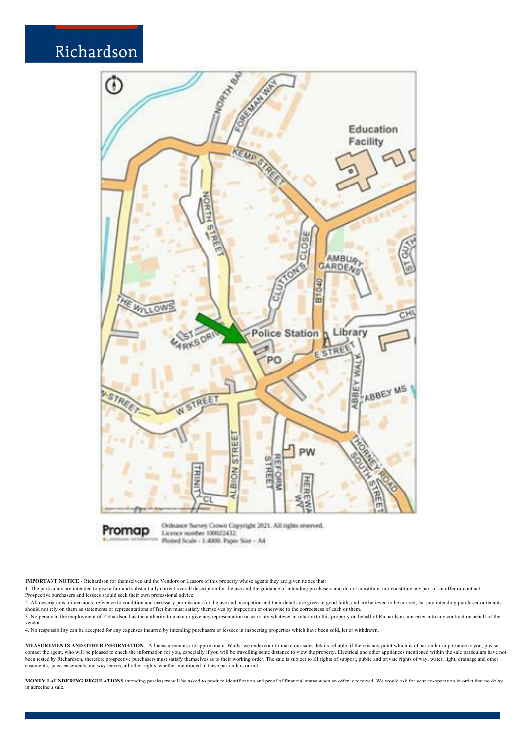# Richardson

North Bar
Foreman Way
Education Facility
Kemp Street
North Street
Clutton's Close
Ambury Gardens
B1040
St Guthlac
The Willows
St Marks Drive
Police Station
Library
PO
E Street
Abbey Walk
Abbey Ms
W Street
W Street
Albion Street
Reform Street
PW
Trinity Cl
Hereward Way
Thorney Road
South Street

Promap

Ordnance Survey Crown Copyright 2021. All rights reserved.
Licence number 100022432.
Plotted Scale - 1:4000. Paper Size – A4

**IMPORTANT NOTICE** - Richardson for themselves and the Vendors or Lessors of this property whose agents they are given notice that:

1. The particulars are intended to give a fair and substantially correct overall description for the use and the guidance of intending purchasers and do not constitute, nor constitute any part of an offer or contract. Prospective purchasers and lessees should seek their own professional advice.

2. All descriptions, dimensions, reference to condition and necessary permissions for the use and occupation and their details are given in good faith, and are believed to be correct, but any intending purchaser or tenants should not rely on them as statements or representations of fact but must satisfy themselves by inspection or otherwise to the correctness of each or them.

3. No person in the employment of Richardson has the authority to make or give any representation or warranty whatever in relation to this property on behalf of Richardson, nor enter into any contract on behalf of the vendor.

4. No responsibility can be accepted for any expenses incurred by intending purchasers or lessees in inspecting properties which have been sold, let or withdrawn.

**MEASUREMENTS AND OTHER INFORMATION** - All measurements are approximate. Whilst we endeavour to make our sales details reliable, if there is any point which is of particular importance to you, please contact the agent, who will be pleased to check the information for you, especially if you will be travelling some distance to view the property. Electrical and other appliances mentioned within the sale particulars have not been tested by Richardson, therefore prospective purchasers must satisfy themselves as to their working order. The sale is subject to all rights of support, public and private rights of way, water, light, drainage and other easements, quasi-easements and way leaves, all other rights, whether mentioned in these particulars or not.

**MONEY LAUNDERING REGULATIONS** intending purchasers will be asked to produce identification and proof of financial status when an offer is received. We would ask for your co-operation in order that no delay in agreeing a sale.